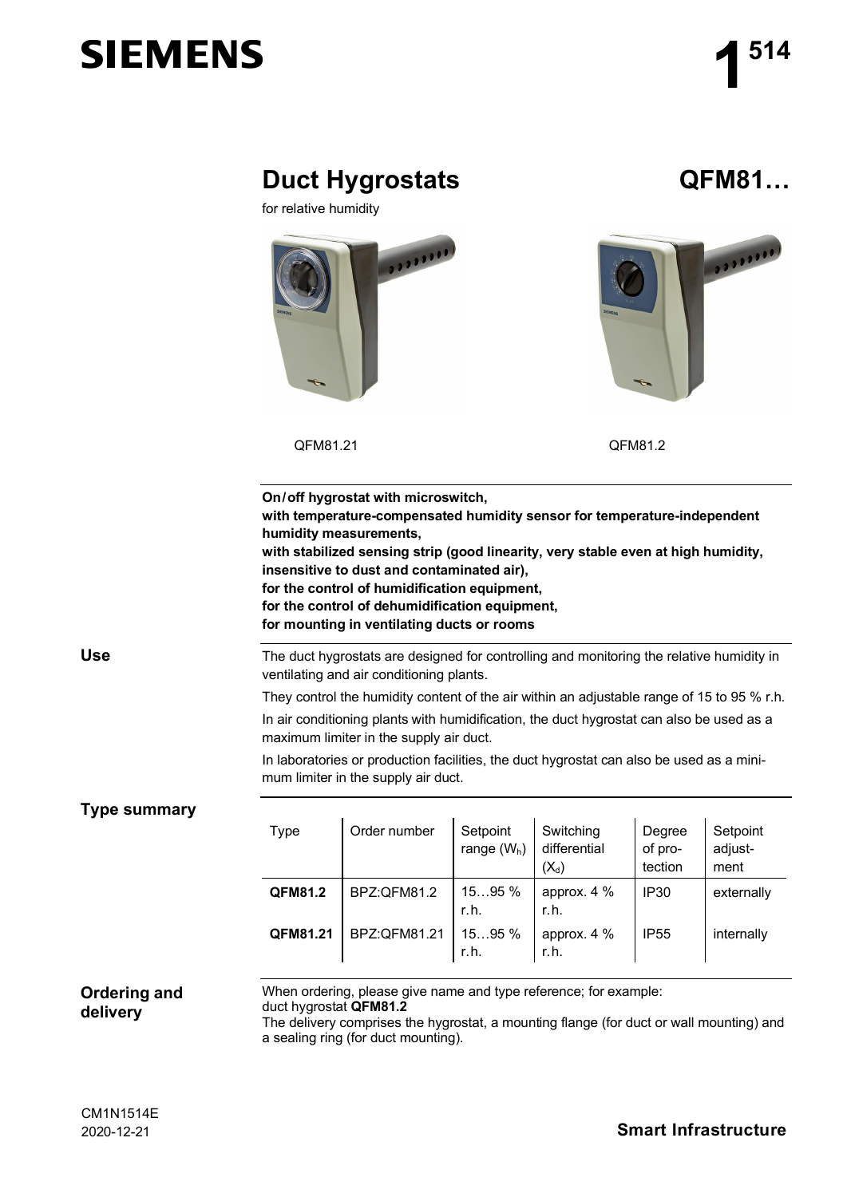# SIEMENS

**1 514**

## Duct Hygrostats QFM81…

for relative humidity

QFM81.21 QFM81.2

**On/off hygrostat with microswitch,**
**with temperature-compensated humidity sensor for temperature-independent humidity measurements,**
**with stabilized sensing strip (good linearity, very stable even at high humidity, insensitive to dust and contaminated air),**
**for the control of humidification equipment,**
**for the control of dehumidification equipment,**
**for mounting in ventilating ducts or rooms**

### Use

The duct hygrostats are designed for controlling and monitoring the relative humidity in ventilating and air conditioning plants.

They control the humidity content of the air within an adjustable range of 15 to 95 % r.h.

In air conditioning plants with humidification, the duct hygrostat can also be used as a maximum limiter in the supply air duct.

In laboratories or production facilities, the duct hygrostat can also be used as a minimum limiter in the supply air duct.

### Type summary

| Type | Order number | Setpoint range ($W_h$) | Switching differential ($X_d$) | Degree of protection | Setpoint adjustment |
|---|---|---|---|---|---|
| **QFM81.2** | BPZ:QFM81.2 | 15…95 % r.h. | approx. 4 % r.h. | IP30 | externally |
| **QFM81.21** | BPZ:QFM81.21 | 15…95 % r.h. | approx. 4 % r.h. | IP55 | internally |

### Ordering and delivery

When ordering, please give name and type reference; for example:
duct hygrostat **QFM81.2**
The delivery comprises the hygrostat, a mounting flange (for duct or wall mounting) and a sealing ring (for duct mounting).

CM1N1514E
2020-12-21

**Smart Infrastructure**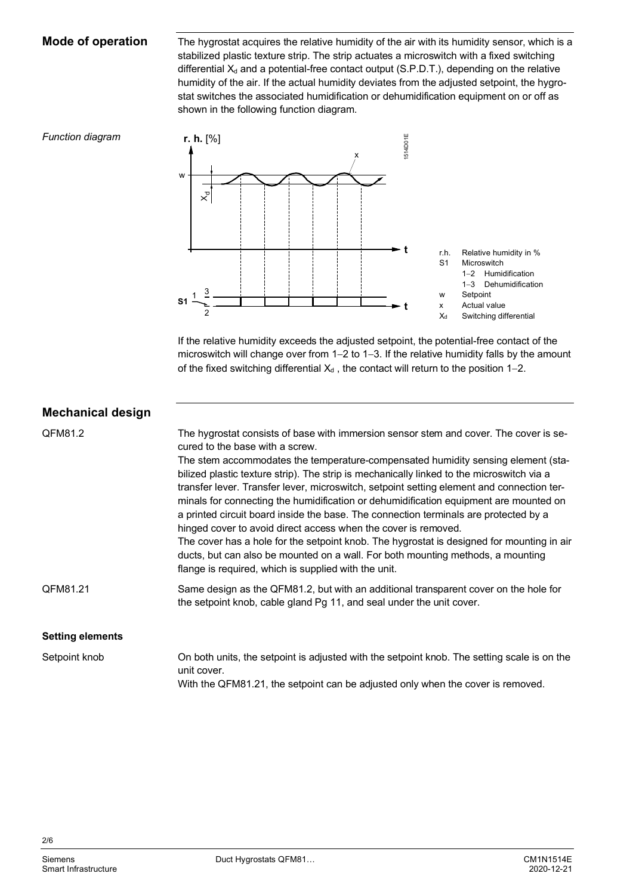## Mode of operation

The hygrostat acquires the relative humidity of the air with its humidity sensor, which is a stabilized plastic texture strip. The strip actuates a microswitch with a fixed switching differential $X_d$ and a potential-free contact output (S.P.D.T.), depending on the relative humidity of the air. If the actual humidity deviates from the adjusted setpoint, the hygrostat switches the associated humidification or dehumidification equipment on or off as shown in the following function diagram.

*Function diagram*

- r.h. Relative humidity in %
- S1 Microswitch
  - 1–2 Humidification
  - 1–3 Dehumidification
- w Setpoint
- x Actual value
- $X_d$ Switching differential

If the relative humidity exceeds the adjusted setpoint, the potential-free contact of the microswitch will change over from 1–2 to 1–3. If the relative humidity falls by the amount of the fixed switching differential $X_d$ , the contact will return to the position 1–2.

## Mechanical design

**QFM81.2**

The hygrostat consists of base with immersion sensor stem and cover. The cover is secured to the base with a screw.

The stem accommodates the temperature-compensated humidity sensing element (stabilized plastic texture strip). The strip is mechanically linked to the microswitch via a transfer lever. Transfer lever, microswitch, setpoint setting element and connection terminals for connecting the humidification or dehumidification equipment are mounted on a printed circuit board inside the base. The connection terminals are protected by a hinged cover to avoid direct access when the cover is removed.

The cover has a hole for the setpoint knob. The hygrostat is designed for mounting in air ducts, but can also be mounted on a wall. For both mounting methods, a mounting flange is required, which is supplied with the unit.

**QFM81.21**

Same design as the QFM81.2, but with an additional transparent cover on the hole for the setpoint knob, cable gland Pg 11, and seal under the unit cover.

### Setting elements

**Setpoint knob**

On both units, the setpoint is adjusted with the setpoint knob. The setting scale is on the unit cover.

With the QFM81.21, the setpoint can be adjusted only when the cover is removed.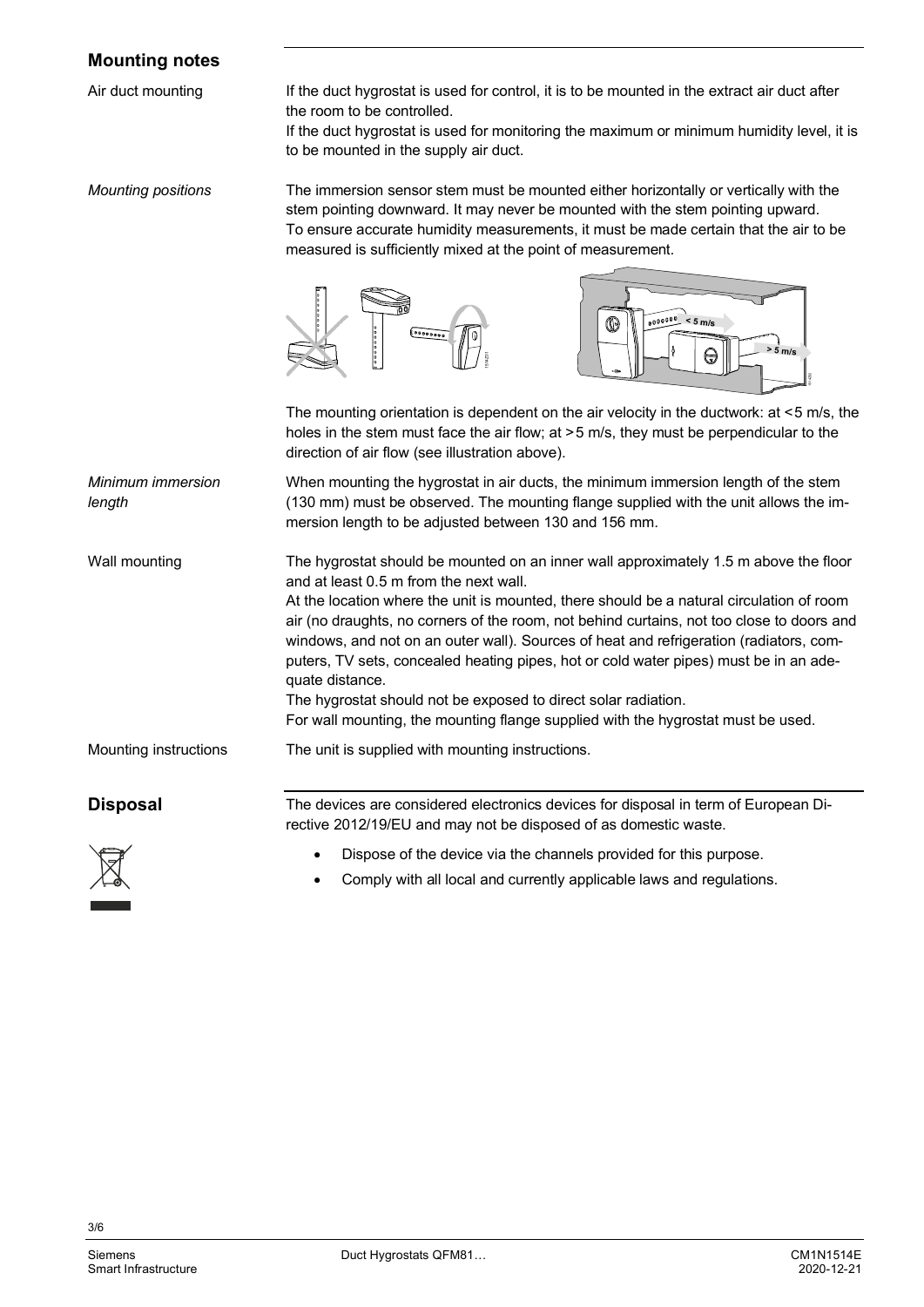## Mounting notes

Air duct mounting

If the duct hygrostat is used for control, it is to be mounted in the extract air duct after the room to be controlled.
If the duct hygrostat is used for monitoring the maximum or minimum humidity level, it is to be mounted in the supply air duct.

*Mounting positions*

The immersion sensor stem must be mounted either horizontally or vertically with the stem pointing downward. It may never be mounted with the stem pointing upward.
To ensure accurate humidity measurements, it must be made certain that the air to be measured is sufficiently mixed at the point of measurement.

The mounting orientation is dependent on the air velocity in the ductwork: at <5 m/s, the holes in the stem must face the air flow; at >5 m/s, they must be perpendicular to the direction of air flow (see illustration above).

*Minimum immersion length*

When mounting the hygrostat in air ducts, the minimum immersion length of the stem (130 mm) must be observed. The mounting flange supplied with the unit allows the immersion length to be adjusted between 130 and 156 mm.

Wall mounting

The hygrostat should be mounted on an inner wall approximately 1.5 m above the floor and at least 0.5 m from the next wall.
At the location where the unit is mounted, there should be a natural circulation of room air (no draughts, no corners of the room, not behind curtains, not too close to doors and windows, and not on an outer wall). Sources of heat and refrigeration (radiators, computers, TV sets, concealed heating pipes, hot or cold water pipes) must be in an adequate distance.
The hygrostat should not be exposed to direct solar radiation.
For wall mounting, the mounting flange supplied with the hygrostat must be used.

Mounting instructions

The unit is supplied with mounting instructions.

## Disposal

The devices are considered electronics devices for disposal in term of European Directive 2012/19/EU and may not be disposed of as domestic waste.

- Dispose of the device via the channels provided for this purpose.
- Comply with all local and currently applicable laws and regulations.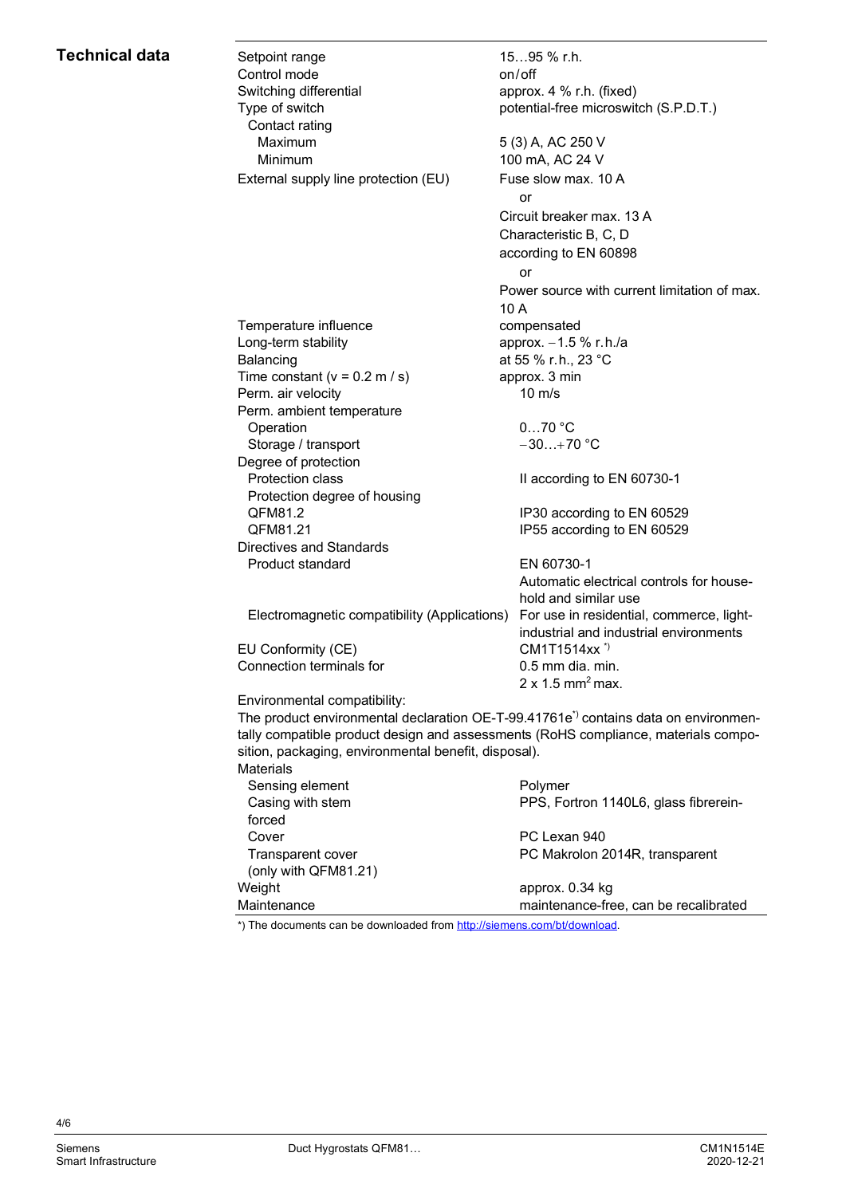## Technical data

| | |
|---|---|
| Setpoint range | 15…95 % r.h. |
| Control mode | on/off |
| Switching differential | approx. 4 % r.h. (fixed) |
| Type of switch | potential-free microswitch (S.P.D.T.) |
| Contact rating | |
| Maximum | 5 (3) A, AC 250 V |
| Minimum | 100 mA, AC 24 V |
| External supply line protection (EU) | Fuse slow max. 10 A<br>or<br>Circuit breaker max. 13 A<br>Characteristic B, C, D<br>according to EN 60898<br>or<br>Power source with current limitation of max. 10 A |
| Temperature influence | compensated |
| Long-term stability | approx. −1.5 % r.h./a |
| Balancing | at 55 % r.h., 23 °C |
| Time constant (v = 0.2 m / s) | approx. 3 min |
| Perm. air velocity | 10 m/s |
| Perm. ambient temperature | |
| Operation | 0…70 °C |
| Storage / transport | −30…+70 °C |
| Degree of protection | |
| Protection class | II according to EN 60730-1 |
| Protection degree of housing | |
| QFM81.2 | IP30 according to EN 60529 |
| QFM81.21 | IP55 according to EN 60529 |
| Directives and Standards | |
| Product standard | EN 60730-1<br>Automatic electrical controls for household and similar use |
| Electromagnetic compatibility (Applications) | For use in residential, commerce, light-industrial and industrial environments |
| EU Conformity (CE) | CM1T1514xx *) |
| Connection terminals for | 0.5 mm dia. min.<br>2 x 1.5 $mm^2$ max. |

Environmental compatibility:
The product environmental declaration OE-T-99.41761e*) contains data on environmentally compatible product design and assessments (RoHS compliance, materials composition, packaging, environmental benefit, disposal).

| | |
|---|---|
| Materials | |
| Sensing element | Polymer |
| Casing with stem | PPS, Fortron 1140L6, glass fibrereinforced |
| Cover | PC Lexan 940 |
| Transparent cover (only with QFM81.21) | PC Makrolon 2014R, transparent |
| Weight | approx. 0.34 kg |
| Maintenance | maintenance-free, can be recalibrated |

*) The documents can be downloaded from http://siemens.com/bt/download.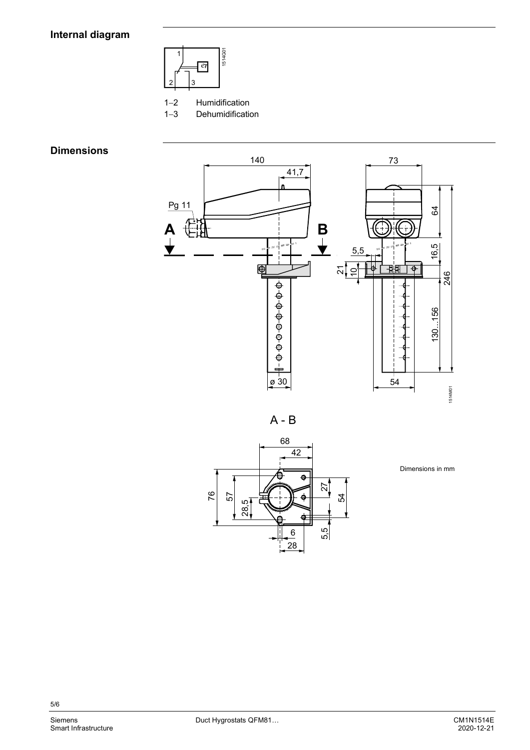## Internal diagram

1–2 Humidification
1–3 Dehumidification

## Dimensions

Dimensions in mm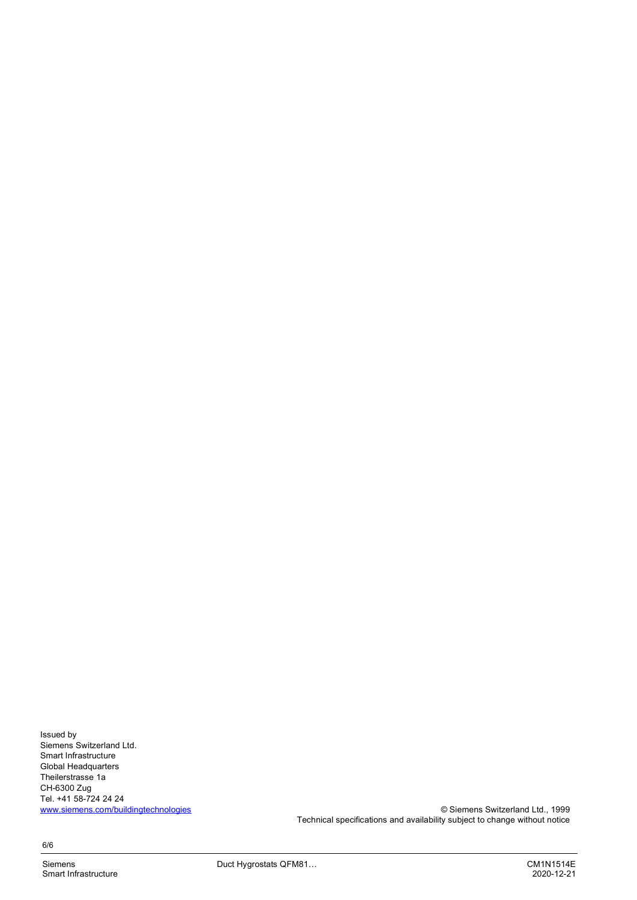Issued by
Siemens Switzerland Ltd.
Smart Infrastructure
Global Headquarters
Theilerstrasse 1a
CH-6300 Zug
Tel. +41 58-724 24 24
www.siemens.com/buildingtechnologies

© Siemens Switzerland Ltd., 1999
Technical specifications and availability subject to change without notice